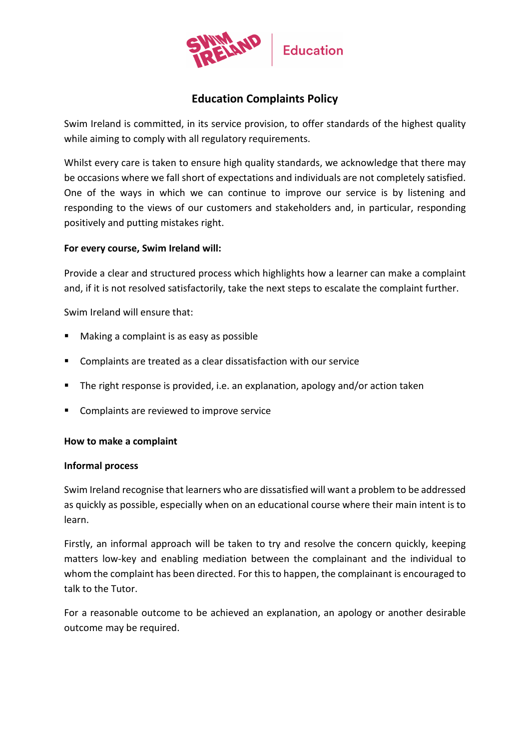# Education Complaints Policy

Swim Ireland is committed, in its service provision, to offer standards of the highest quality while aiming to comply with all regulatory requirements.

Whilst every care is taken to ensure high quality standards, we acknowledge that there may be occasions where we fall short of expectations and individuals are not completely satisfied. One of the ways in which we can continue to improve our service is by listening and responding to the views of our customers and stakeholders and, in particular, responding positively and putting mistakes right.

**For every course, Swim Ireland will:**

Provide a clear and structured process which highlights how a learner can make a complaint and, if it is not resolved satisfactorily, take the next steps to escalate the complaint further.

Swim Ireland will ensure that:

- Making a complaint is as easy as possible
- Complaints are treated as a clear dissatisfaction with our service
- The right response is provided, i.e. an explanation, apology and/or action taken
- Complaints are reviewed to improve service

**How to make a complaint**

**Informal process**

Swim Ireland recognise that learners who are dissatisfied will want a problem to be addressed as quickly as possible, especially when on an educational course where their main intent is to learn.

Firstly, an informal approach will be taken to try and resolve the concern quickly, keeping matters low-key and enabling mediation between the complainant and the individual to whom the complaint has been directed. For this to happen, the complainant is encouraged to talk to the Tutor.

For a reasonable outcome to be achieved an explanation, an apology or another desirable outcome may be required.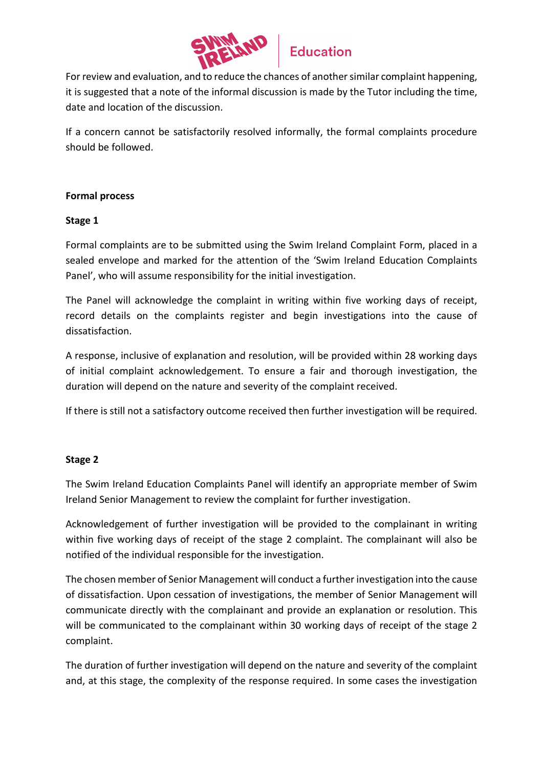For review and evaluation, and to reduce the chances of another similar complaint happening, it is suggested that a note of the informal discussion is made by the Tutor including the time, date and location of the discussion.

If a concern cannot be satisfactorily resolved informally, the formal complaints procedure should be followed.

**Formal process**

**Stage 1**

Formal complaints are to be submitted using the Swim Ireland Complaint Form, placed in a sealed envelope and marked for the attention of the 'Swim Ireland Education Complaints Panel', who will assume responsibility for the initial investigation.

The Panel will acknowledge the complaint in writing within five working days of receipt, record details on the complaints register and begin investigations into the cause of dissatisfaction.

A response, inclusive of explanation and resolution, will be provided within 28 working days of initial complaint acknowledgement. To ensure a fair and thorough investigation, the duration will depend on the nature and severity of the complaint received.

If there is still not a satisfactory outcome received then further investigation will be required.

**Stage 2**

The Swim Ireland Education Complaints Panel will identify an appropriate member of Swim Ireland Senior Management to review the complaint for further investigation.

Acknowledgement of further investigation will be provided to the complainant in writing within five working days of receipt of the stage 2 complaint. The complainant will also be notified of the individual responsible for the investigation.

The chosen member of Senior Management will conduct a further investigation into the cause of dissatisfaction. Upon cessation of investigations, the member of Senior Management will communicate directly with the complainant and provide an explanation or resolution. This will be communicated to the complainant within 30 working days of receipt of the stage 2 complaint.

The duration of further investigation will depend on the nature and severity of the complaint and, at this stage, the complexity of the response required. In some cases the investigation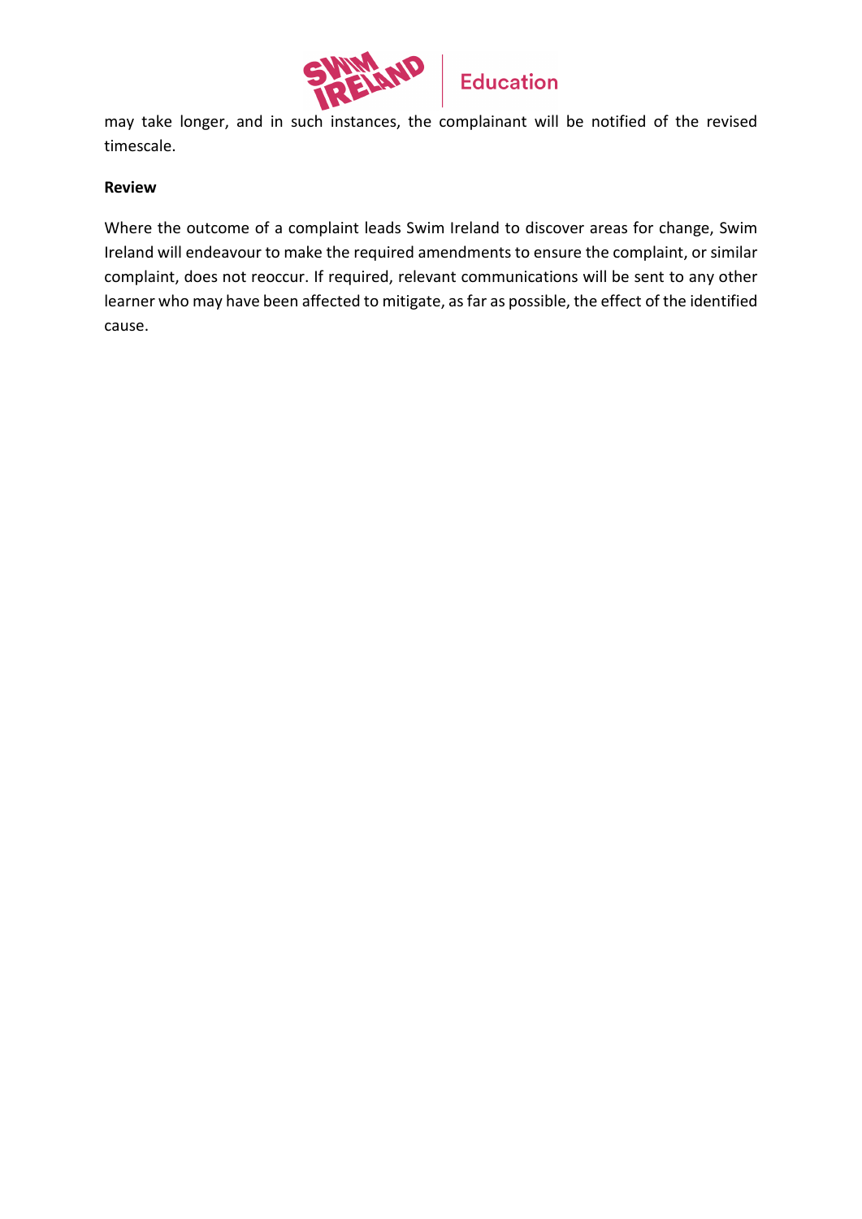may take longer, and in such instances, the complainant will be notified of the revised timescale.

**Review**

Where the outcome of a complaint leads Swim Ireland to discover areas for change, Swim Ireland will endeavour to make the required amendments to ensure the complaint, or similar complaint, does not reoccur. If required, relevant communications will be sent to any other learner who may have been affected to mitigate, as far as possible, the effect of the identified cause.